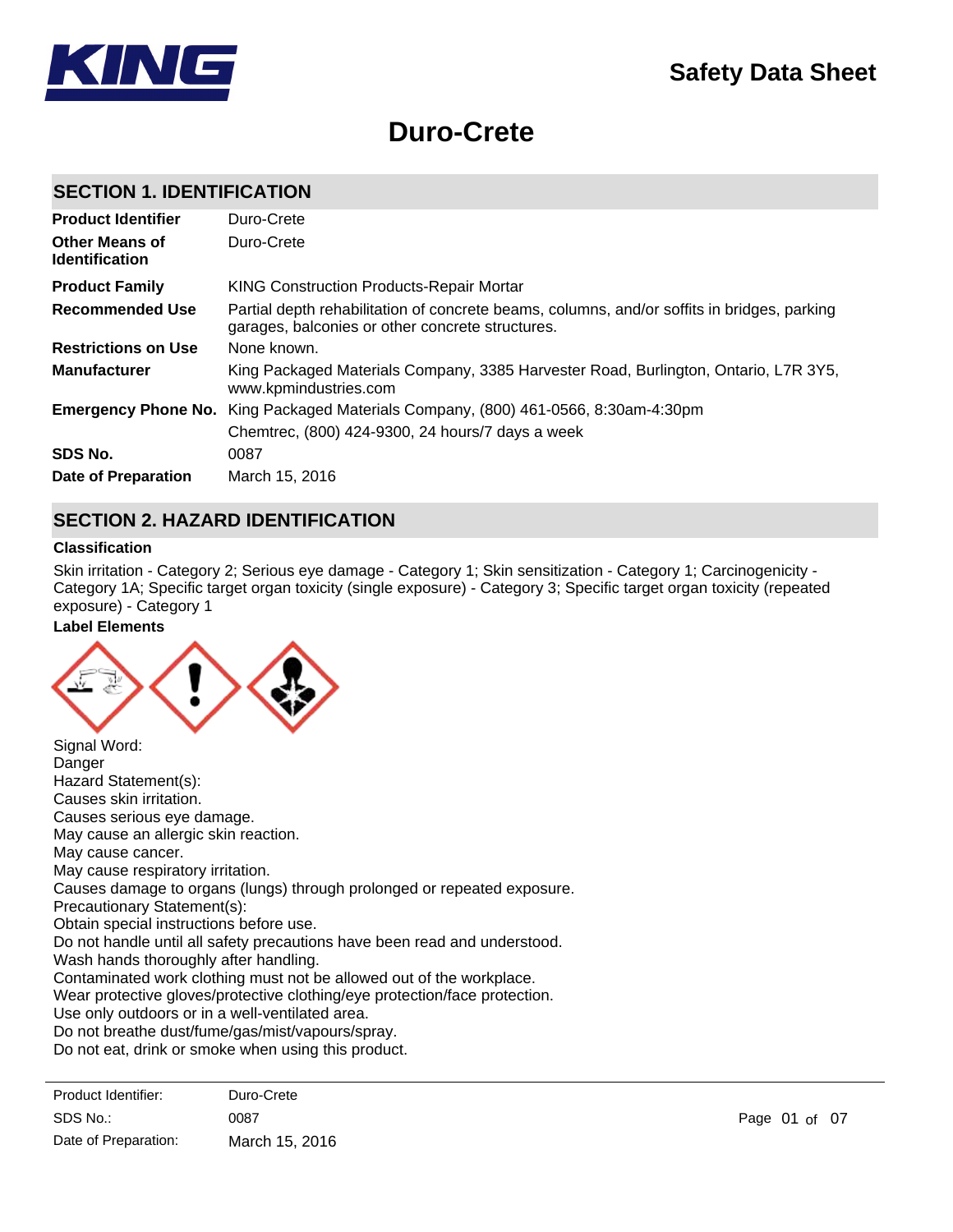# Safety Data Sheet

# Duro-Crete

## SECTION 1. IDENTIFICATION

| | |
|---|---|
| **Product Identifier** | Duro-Crete |
| **Other Means of Identification** | Duro-Crete |
| **Product Family** | KING Construction Products-Repair Mortar |
| **Recommended Use** | Partial depth rehabilitation of concrete beams, columns, and/or soffits in bridges, parking garages, balconies or other concrete structures. |
| **Restrictions on Use** | None known. |
| **Manufacturer** | King Packaged Materials Company, 3385 Harvester Road, Burlington, Ontario, L7R 3Y5, www.kpmindustries.com |
| **Emergency Phone No.** | King Packaged Materials Company, (800) 461-0566, 8:30am-4:30pm |
| | Chemtrec, (800) 424-9300, 24 hours/7 days a week |
| **SDS No.** | 0087 |
| **Date of Preparation** | March 15, 2016 |

## SECTION 2. HAZARD IDENTIFICATION

### Classification

Skin irritation - Category 2; Serious eye damage - Category 1; Skin sensitization - Category 1; Carcinogenicity - Category 1A; Specific target organ toxicity (single exposure) - Category 3; Specific target organ toxicity (repeated exposure) - Category 1

### Label Elements

Signal Word:
Danger
Hazard Statement(s):
Causes skin irritation.
Causes serious eye damage.
May cause an allergic skin reaction.
May cause cancer.
May cause respiratory irritation.
Causes damage to organs (lungs) through prolonged or repeated exposure.
Precautionary Statement(s):
Obtain special instructions before use.
Do not handle until all safety precautions have been read and understood.
Wash hands thoroughly after handling.
Contaminated work clothing must not be allowed out of the workplace.
Wear protective gloves/protective clothing/eye protection/face protection.
Use only outdoors or in a well-ventilated area.
Do not breathe dust/fume/gas/mist/vapours/spray.
Do not eat, drink or smoke when using this product.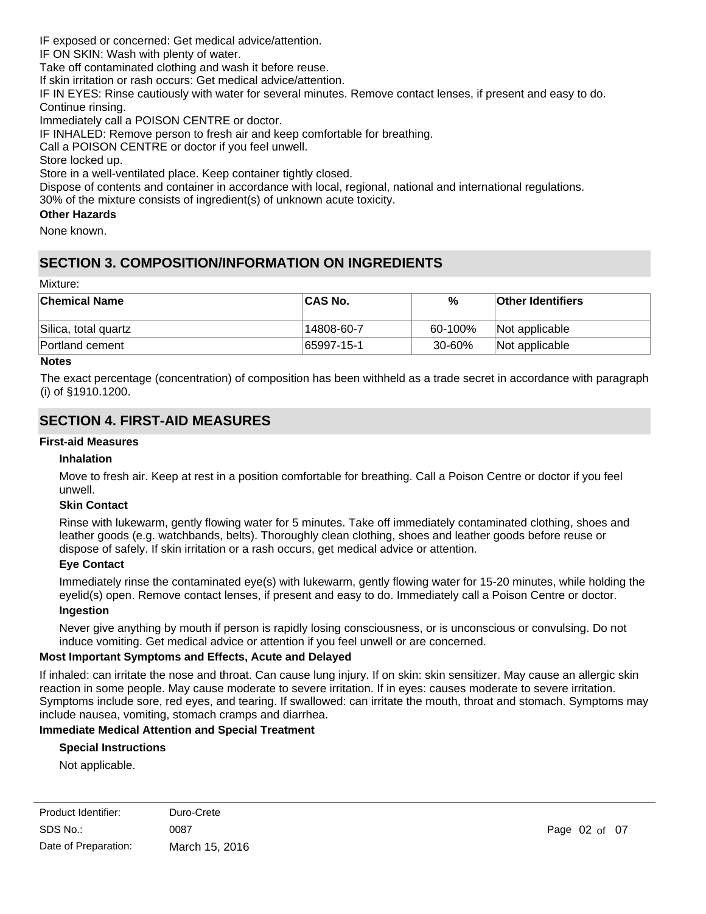IF exposed or concerned: Get medical advice/attention.
IF ON SKIN: Wash with plenty of water.
Take off contaminated clothing and wash it before reuse.
If skin irritation or rash occurs: Get medical advice/attention.
IF IN EYES: Rinse cautiously with water for several minutes. Remove contact lenses, if present and easy to do. Continue rinsing.
Immediately call a POISON CENTRE or doctor.
IF INHALED: Remove person to fresh air and keep comfortable for breathing.
Call a POISON CENTRE or doctor if you feel unwell.
Store locked up.
Store in a well-ventilated place. Keep container tightly closed.
Dispose of contents and container in accordance with local, regional, national and international regulations.
30% of the mixture consists of ingredient(s) of unknown acute toxicity.

**Other Hazards**

None known.

## SECTION 3. COMPOSITION/INFORMATION ON INGREDIENTS

Mixture:

| Chemical Name | CAS No. | % | Other Identifiers |
|---|---|---|---|
| Silica, total quartz | 14808-60-7 | 60-100% | Not applicable |
| Portland cement | 65997-15-1 | 30-60% | Not applicable |

**Notes**

The exact percentage (concentration) of composition has been withheld as a trade secret in accordance with paragraph (i) of §1910.1200.

## SECTION 4. FIRST-AID MEASURES

**First-aid Measures**

**Inhalation**

Move to fresh air. Keep at rest in a position comfortable for breathing. Call a Poison Centre or doctor if you feel unwell.

**Skin Contact**

Rinse with lukewarm, gently flowing water for 5 minutes. Take off immediately contaminated clothing, shoes and leather goods (e.g. watchbands, belts). Thoroughly clean clothing, shoes and leather goods before reuse or dispose of safely. If skin irritation or a rash occurs, get medical advice or attention.

**Eye Contact**

Immediately rinse the contaminated eye(s) with lukewarm, gently flowing water for 15-20 minutes, while holding the eyelid(s) open. Remove contact lenses, if present and easy to do. Immediately call a Poison Centre or doctor.

**Ingestion**

Never give anything by mouth if person is rapidly losing consciousness, or is unconscious or convulsing. Do not induce vomiting. Get medical advice or attention if you feel unwell or are concerned.

**Most Important Symptoms and Effects, Acute and Delayed**

If inhaled: can irritate the nose and throat. Can cause lung injury. If on skin: skin sensitizer. May cause an allergic skin reaction in some people. May cause moderate to severe irritation. If in eyes: causes moderate to severe irritation. Symptoms include sore, red eyes, and tearing. If swallowed: can irritate the mouth, throat and stomach. Symptoms may include nausea, vomiting, stomach cramps and diarrhea.

**Immediate Medical Attention and Special Treatment**

**Special Instructions**

Not applicable.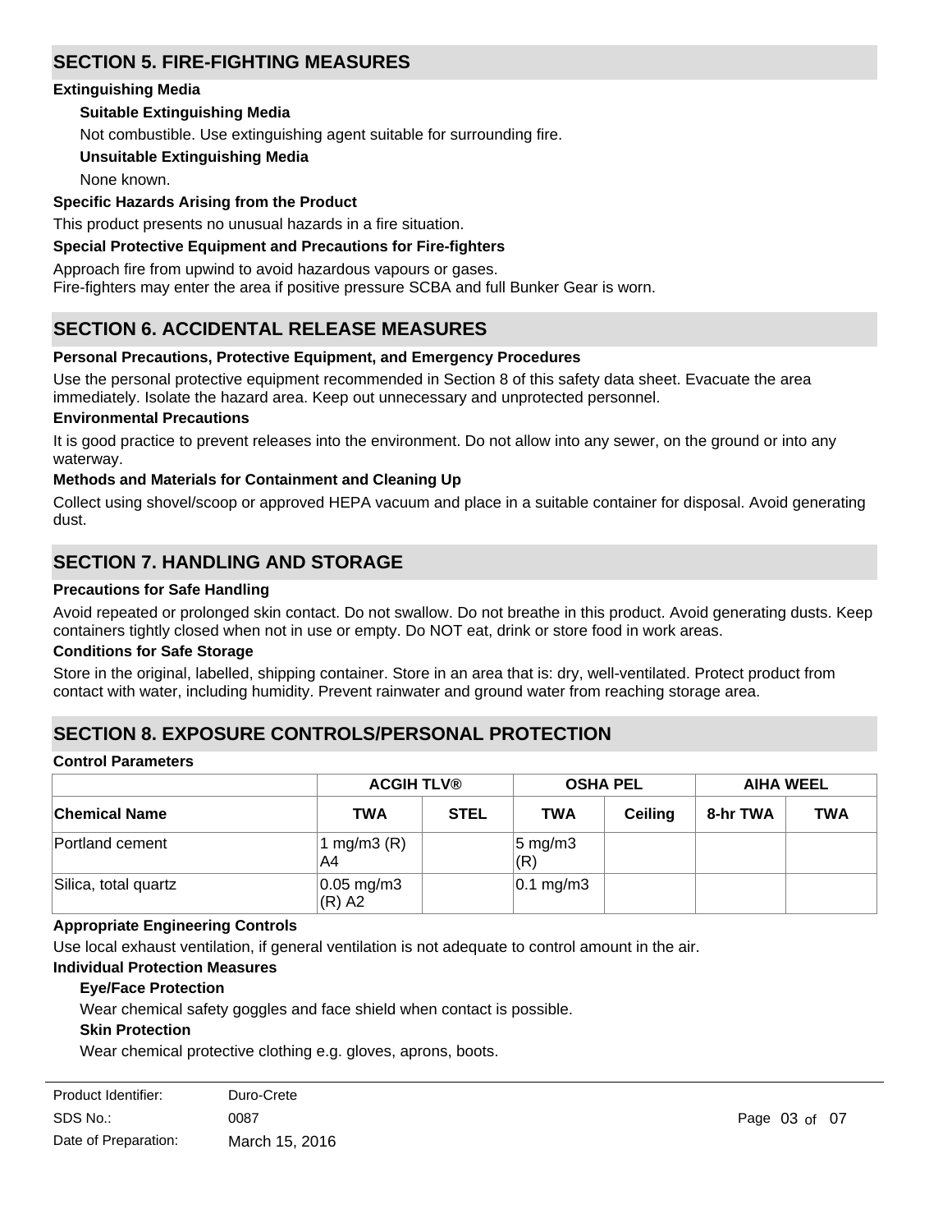## SECTION 5. FIRE-FIGHTING MEASURES

**Extinguishing Media**

**Suitable Extinguishing Media**

Not combustible. Use extinguishing agent suitable for surrounding fire.

**Unsuitable Extinguishing Media**

None known.

**Specific Hazards Arising from the Product**

This product presents no unusual hazards in a fire situation.

**Special Protective Equipment and Precautions for Fire-fighters**

Approach fire from upwind to avoid hazardous vapours or gases.
Fire-fighters may enter the area if positive pressure SCBA and full Bunker Gear is worn.

## SECTION 6. ACCIDENTAL RELEASE MEASURES

**Personal Precautions, Protective Equipment, and Emergency Procedures**

Use the personal protective equipment recommended in Section 8 of this safety data sheet. Evacuate the area immediately. Isolate the hazard area. Keep out unnecessary and unprotected personnel.

**Environmental Precautions**

It is good practice to prevent releases into the environment. Do not allow into any sewer, on the ground or into any waterway.

**Methods and Materials for Containment and Cleaning Up**

Collect using shovel/scoop or approved HEPA vacuum and place in a suitable container for disposal. Avoid generating dust.

## SECTION 7. HANDLING AND STORAGE

**Precautions for Safe Handling**

Avoid repeated or prolonged skin contact. Do not swallow. Do not breathe in this product. Avoid generating dusts. Keep containers tightly closed when not in use or empty. Do NOT eat, drink or store food in work areas.

**Conditions for Safe Storage**

Store in the original, labelled, shipping container. Store in an area that is: dry, well-ventilated. Protect product from contact with water, including humidity. Prevent rainwater and ground water from reaching storage area.

## SECTION 8. EXPOSURE CONTROLS/PERSONAL PROTECTION

**Control Parameters**

| | ACGIH TLV® | | OSHA PEL | | AIHA WEEL | |
|---|---|---|---|---|---|---|
| Chemical Name | TWA | STEL | TWA | Ceiling | 8-hr TWA | TWA |
| Portland cement | 1 mg/m3 (R) A4 | | 5 mg/m3 (R) | | | |
| Silica, total quartz | 0.05 mg/m3 (R) A2 | | 0.1 mg/m3 | | | |

**Appropriate Engineering Controls**

Use local exhaust ventilation, if general ventilation is not adequate to control amount in the air.

**Individual Protection Measures**

**Eye/Face Protection**

Wear chemical safety goggles and face shield when contact is possible.

**Skin Protection**

Wear chemical protective clothing e.g. gloves, aprons, boots.

| | |
|---|---|
| Product Identifier: | Duro-Crete |
| SDS No.: | 0087 |
| Date of Preparation: | March 15, 2016 |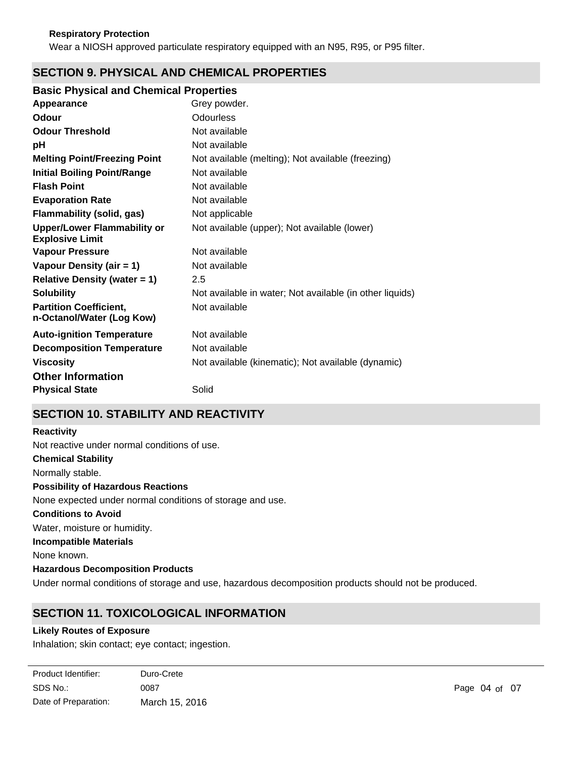**Respiratory Protection**

Wear a NIOSH approved particulate respiratory equipped with an N95, R95, or P95 filter.

## SECTION 9. PHYSICAL AND CHEMICAL PROPERTIES

### Basic Physical and Chemical Properties

| | |
|---|---|
| **Appearance** | Grey powder. |
| **Odour** | Odourless |
| **Odour Threshold** | Not available |
| **pH** | Not available |
| **Melting Point/Freezing Point** | Not available (melting); Not available (freezing) |
| **Initial Boiling Point/Range** | Not available |
| **Flash Point** | Not available |
| **Evaporation Rate** | Not available |
| **Flammability (solid, gas)** | Not applicable |
| **Upper/Lower Flammability or Explosive Limit** | Not available (upper); Not available (lower) |
| **Vapour Pressure** | Not available |
| **Vapour Density (air = 1)** | Not available |
| **Relative Density (water = 1)** | 2.5 |
| **Solubility** | Not available in water; Not available (in other liquids) |
| **Partition Coefficient, n-Octanol/Water (Log Kow)** | Not available |
| **Auto-ignition Temperature** | Not available |
| **Decomposition Temperature** | Not available |
| **Viscosity** | Not available (kinematic); Not available (dynamic) |

### Other Information

| | |
|---|---|
| **Physical State** | Solid |

## SECTION 10. STABILITY AND REACTIVITY

**Reactivity**

Not reactive under normal conditions of use.

**Chemical Stability**

Normally stable.

**Possibility of Hazardous Reactions**

None expected under normal conditions of storage and use.

**Conditions to Avoid**

Water, moisture or humidity.

**Incompatible Materials**

None known.

**Hazardous Decomposition Products**

Under normal conditions of storage and use, hazardous decomposition products should not be produced.

## SECTION 11. TOXICOLOGICAL INFORMATION

**Likely Routes of Exposure**

Inhalation; skin contact; eye contact; ingestion.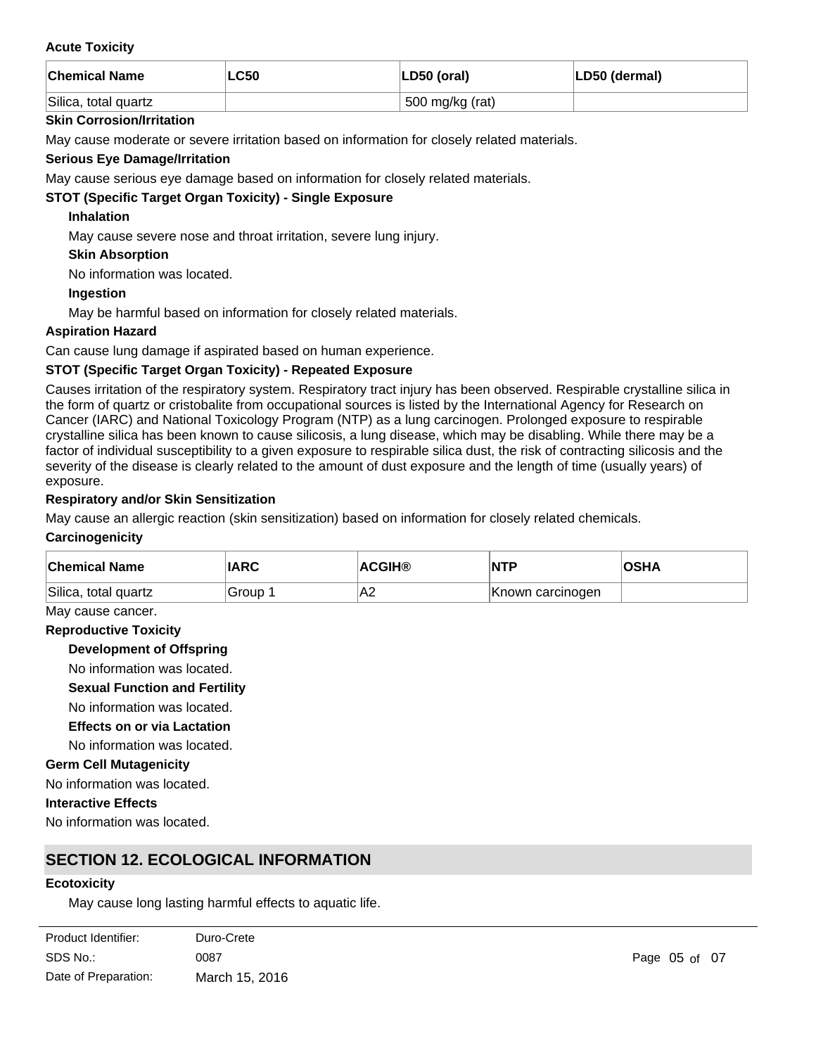**Acute Toxicity**

| Chemical Name | LC50 | LD50 (oral) | LD50 (dermal) |
|---|---|---|---|
| Silica, total quartz | | 500 mg/kg (rat) | |

**Skin Corrosion/Irritation**

May cause moderate or severe irritation based on information for closely related materials.

**Serious Eye Damage/Irritation**

May cause serious eye damage based on information for closely related materials.

**STOT (Specific Target Organ Toxicity) - Single Exposure**

**Inhalation**

May cause severe nose and throat irritation, severe lung injury.

**Skin Absorption**

No information was located.

**Ingestion**

May be harmful based on information for closely related materials.

**Aspiration Hazard**

Can cause lung damage if aspirated based on human experience.

**STOT (Specific Target Organ Toxicity) - Repeated Exposure**

Causes irritation of the respiratory system. Respiratory tract injury has been observed. Respirable crystalline silica in the form of quartz or cristobalite from occupational sources is listed by the International Agency for Research on Cancer (IARC) and National Toxicology Program (NTP) as a lung carcinogen. Prolonged exposure to respirable crystalline silica has been known to cause silicosis, a lung disease, which may be disabling. While there may be a factor of individual susceptibility to a given exposure to respirable silica dust, the risk of contracting silicosis and the severity of the disease is clearly related to the amount of dust exposure and the length of time (usually years) of exposure.

**Respiratory and/or Skin Sensitization**

May cause an allergic reaction (skin sensitization) based on information for closely related chemicals.

**Carcinogenicity**

| Chemical Name | IARC | ACGIH® | NTP | OSHA |
|---|---|---|---|---|
| Silica, total quartz | Group 1 | A2 | Known carcinogen | |

May cause cancer.

**Reproductive Toxicity**

**Development of Offspring**

No information was located.

**Sexual Function and Fertility**

No information was located.

**Effects on or via Lactation**

No information was located.

**Germ Cell Mutagenicity**

No information was located.

**Interactive Effects**

No information was located.

## SECTION 12. ECOLOGICAL INFORMATION

**Ecotoxicity**

May cause long lasting harmful effects to aquatic life.

| Product Identifier: | Duro-Crete |
|---|---|
| SDS No.: | 0087 |
| Date of Preparation: | March 15, 2016 |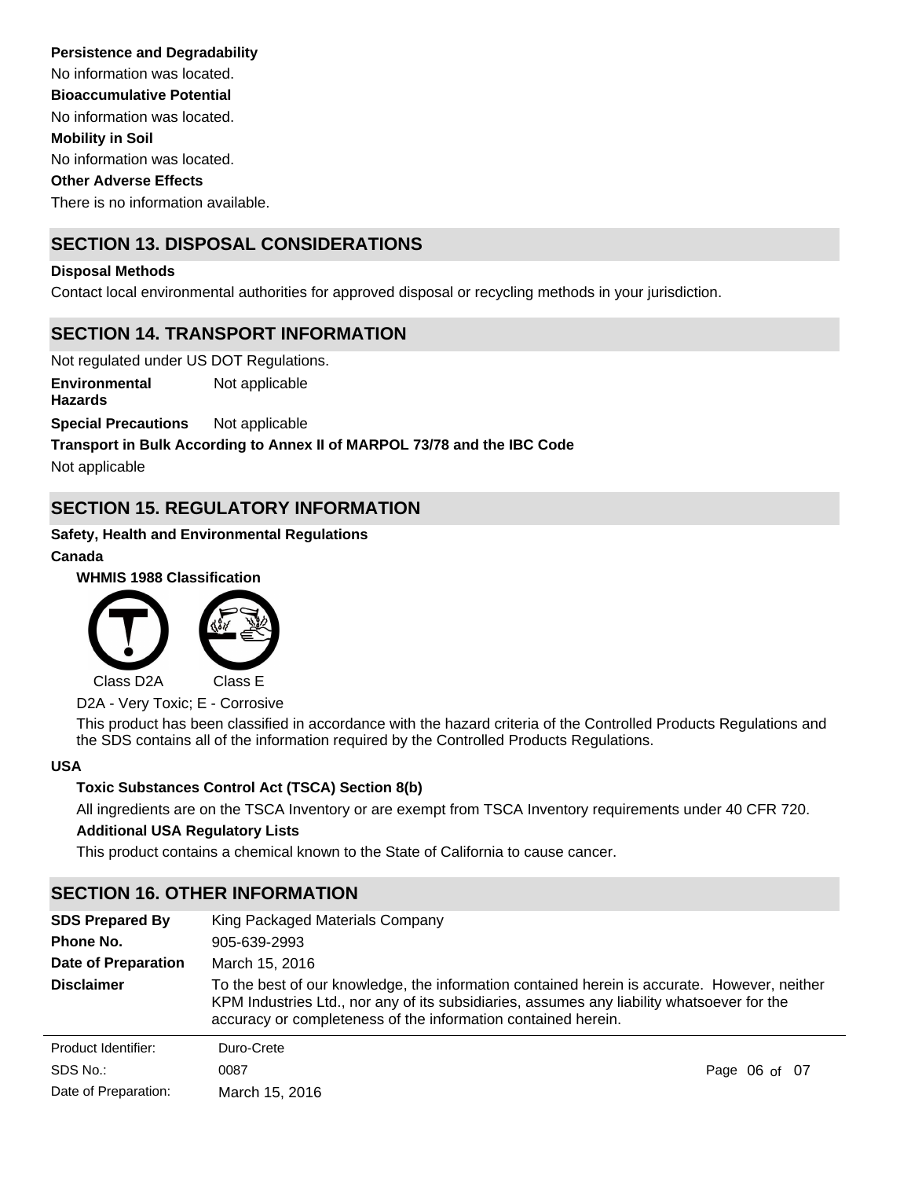**Persistence and Degradability**

No information was located.

**Bioaccumulative Potential**

No information was located.

**Mobility in Soil**

No information was located.

**Other Adverse Effects**

There is no information available.

## SECTION 13. DISPOSAL CONSIDERATIONS

**Disposal Methods**

Contact local environmental authorities for approved disposal or recycling methods in your jurisdiction.

## SECTION 14. TRANSPORT INFORMATION

Not regulated under US DOT Regulations.

**Environmental Hazards** Not applicable

**Special Precautions** Not applicable

**Transport in Bulk According to Annex II of MARPOL 73/78 and the IBC Code**

Not applicable

## SECTION 15. REGULATORY INFORMATION

**Safety, Health and Environmental Regulations**

**Canada**

**WHMIS 1988 Classification**

Class D2A Class E

D2A - Very Toxic; E - Corrosive

This product has been classified in accordance with the hazard criteria of the Controlled Products Regulations and the SDS contains all of the information required by the Controlled Products Regulations.

**USA**

**Toxic Substances Control Act (TSCA) Section 8(b)**

All ingredients are on the TSCA Inventory or are exempt from TSCA Inventory requirements under 40 CFR 720.

**Additional USA Regulatory Lists**

This product contains a chemical known to the State of California to cause cancer.

## SECTION 16. OTHER INFORMATION

| | |
|---|---|
| **SDS Prepared By** | King Packaged Materials Company |
| **Phone No.** | 905-639-2993 |
| **Date of Preparation** | March 15, 2016 |
| **Disclaimer** | To the best of our knowledge, the information contained herein is accurate. However, neither KPM Industries Ltd., nor any of its subsidiaries, assumes any liability whatsoever for the accuracy or completeness of the information contained herein. |

Product Identifier: Duro-Crete

SDS No.: 0087

Date of Preparation: March 15, 2016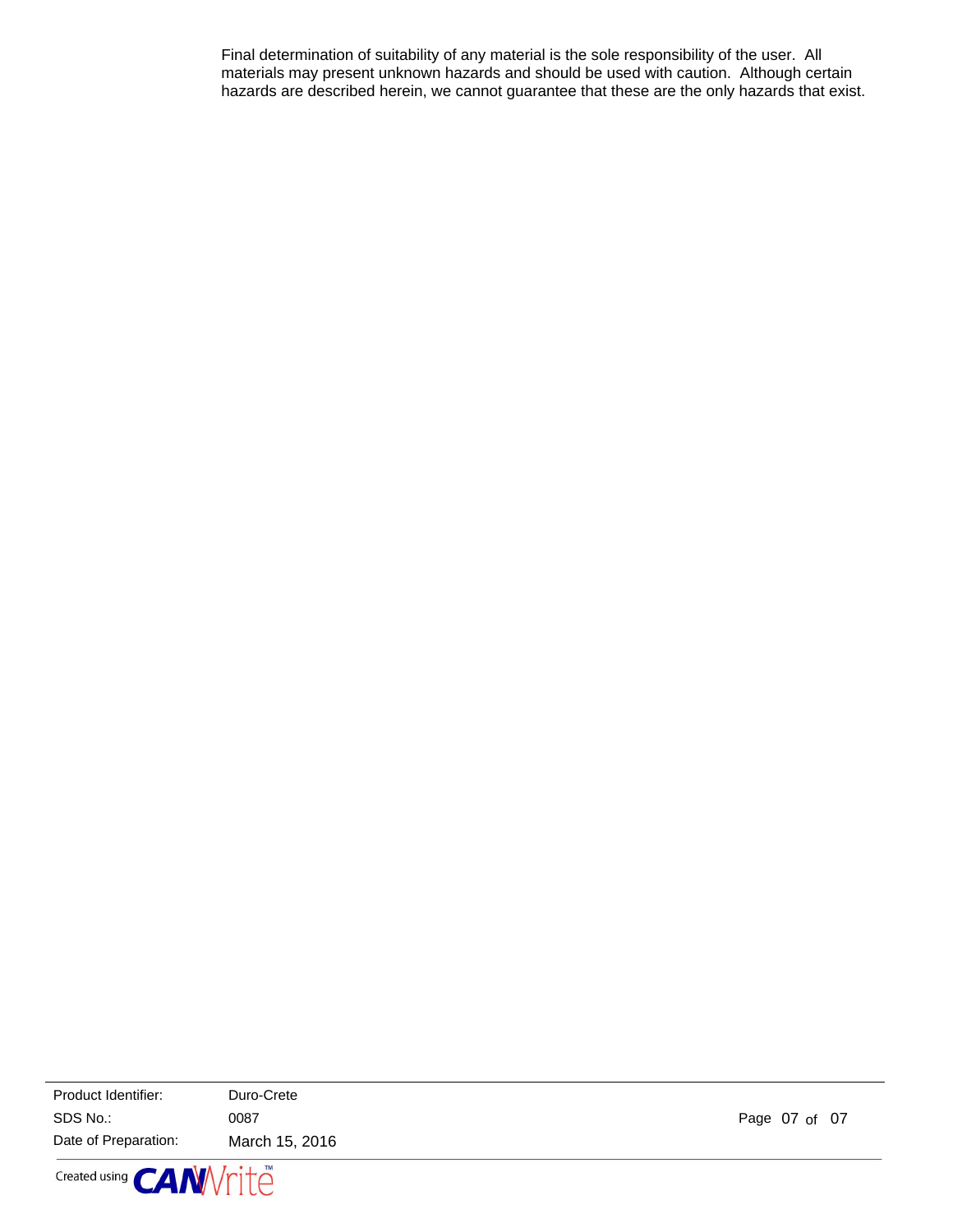Final determination of suitability of any material is the sole responsibility of the user. All materials may present unknown hazards and should be used with caution. Although certain hazards are described herein, we cannot guarantee that these are the only hazards that exist.